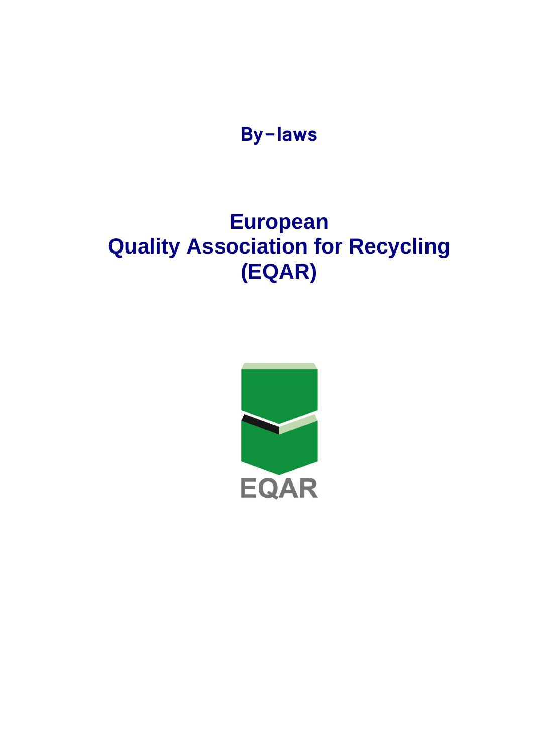# By-laws

# European Quality Association for Recycling (EQAR)

EQAR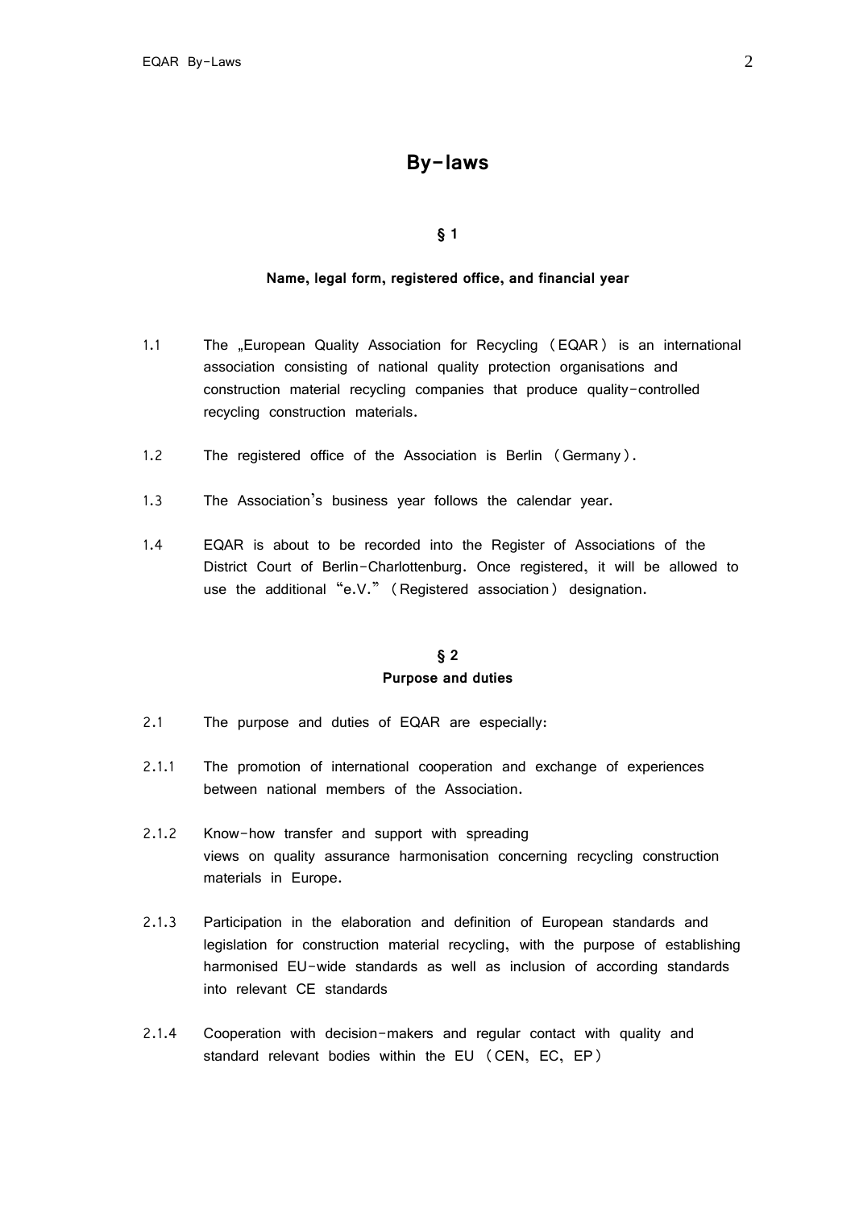# By-laws

## § 1

### Name, legal form, registered office, and financial year

1.1 The „European Quality Association for Recycling (EQAR) is an international association consisting of national quality protection organisations and construction material recycling companies that produce quality-controlled recycling construction materials.

1.2 The registered office of the Association is Berlin (Germany).

1.3 The Association's business year follows the calendar year.

1.4 EQAR is about to be recorded into the Register of Associations of the District Court of Berlin-Charlottenburg. Once registered, it will be allowed to use the additional "e.V." (Registered association) designation.

## § 2

### Purpose and duties

2.1 The purpose and duties of EQAR are especially:

2.1.1 The promotion of international cooperation and exchange of experiences between national members of the Association.

2.1.2 Know-how transfer and support with spreading views on quality assurance harmonisation concerning recycling construction materials in Europe.

2.1.3 Participation in the elaboration and definition of European standards and legislation for construction material recycling, with the purpose of establishing harmonised EU-wide standards as well as inclusion of according standards into relevant CE standards

2.1.4 Cooperation with decision-makers and regular contact with quality and standard relevant bodies within the EU (CEN, EC, EP)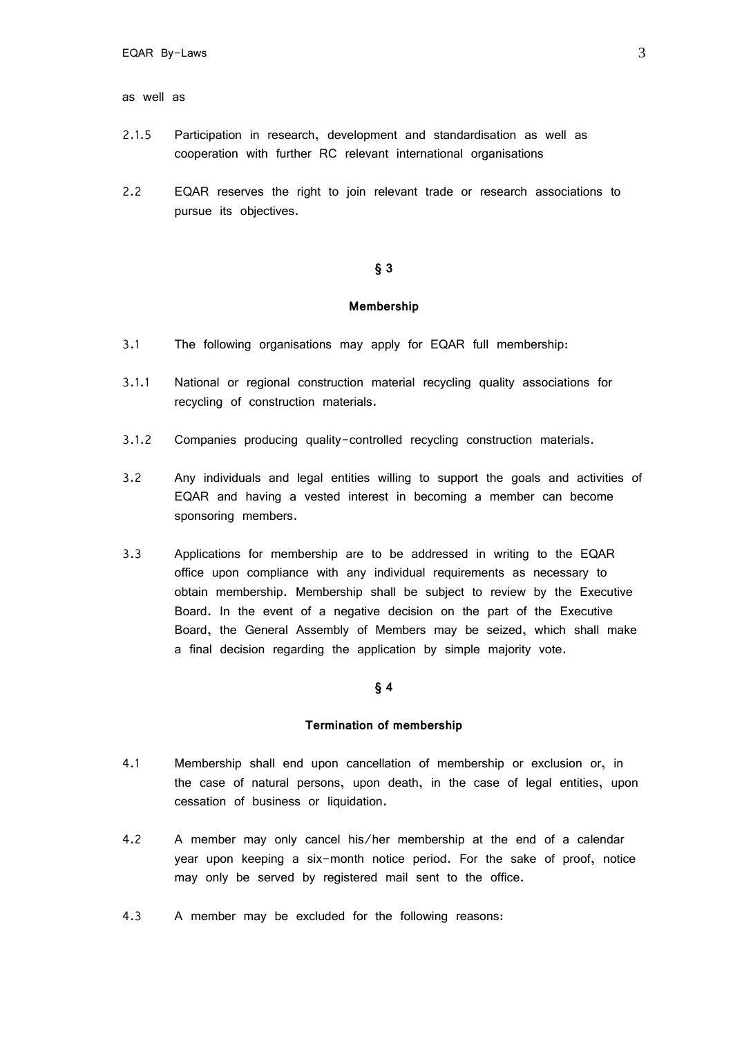as well as

2.1.5 Participation in research, development and standardisation as well as cooperation with further RC relevant international organisations

2.2 EQAR reserves the right to join relevant trade or research associations to pursue its objectives.

## § 3

## Membership

3.1 The following organisations may apply for EQAR full membership:

3.1.1 National or regional construction material recycling quality associations for recycling of construction materials.

3.1.2 Companies producing quality-controlled recycling construction materials.

3.2 Any individuals and legal entities willing to support the goals and activities of EQAR and having a vested interest in becoming a member can become sponsoring members.

3.3 Applications for membership are to be addressed in writing to the EQAR office upon compliance with any individual requirements as necessary to obtain membership. Membership shall be subject to review by the Executive Board. In the event of a negative decision on the part of the Executive Board, the General Assembly of Members may be seized, which shall make a final decision regarding the application by simple majority vote.

## § 4

## Termination of membership

4.1 Membership shall end upon cancellation of membership or exclusion or, in the case of natural persons, upon death, in the case of legal entities, upon cessation of business or liquidation.

4.2 A member may only cancel his/her membership at the end of a calendar year upon keeping a six-month notice period. For the sake of proof, notice may only be served by registered mail sent to the office.

4.3 A member may be excluded for the following reasons: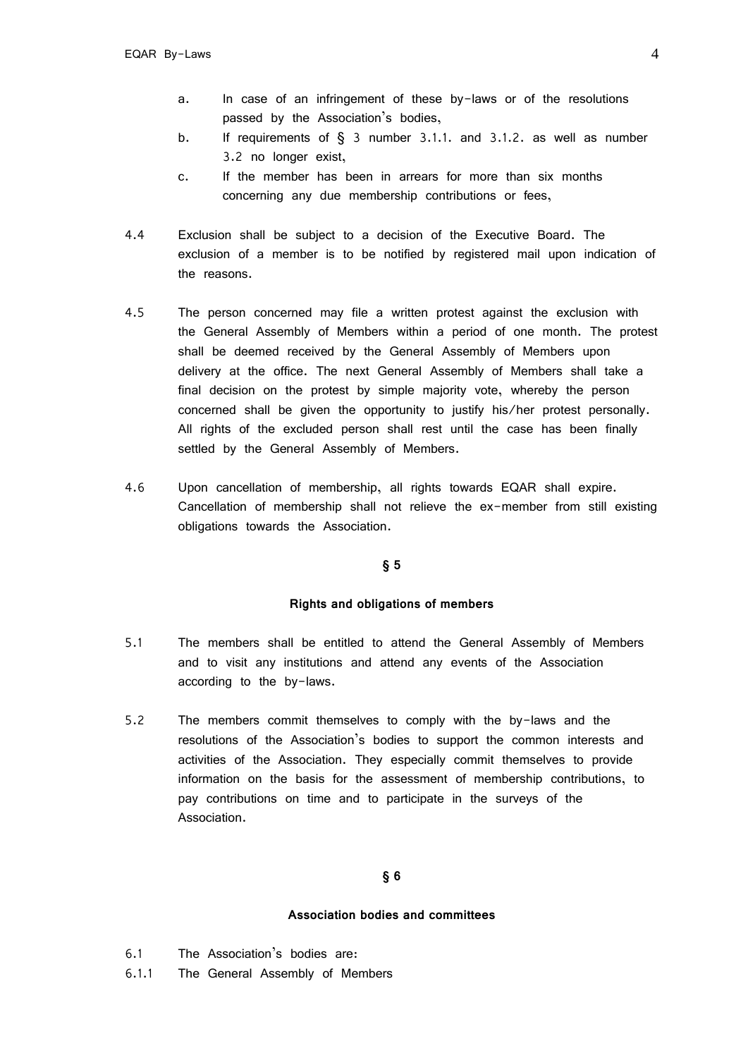a. In case of an infringement of these by-laws or of the resolutions passed by the Association's bodies,

b. If requirements of § 3 number 3.1.1. and 3.1.2. as well as number 3.2 no longer exist,

c. If the member has been in arrears for more than six months concerning any due membership contributions or fees,

4.4 Exclusion shall be subject to a decision of the Executive Board. The exclusion of a member is to be notified by registered mail upon indication of the reasons.

4.5 The person concerned may file a written protest against the exclusion with the General Assembly of Members within a period of one month. The protest shall be deemed received by the General Assembly of Members upon delivery at the office. The next General Assembly of Members shall take a final decision on the protest by simple majority vote, whereby the person concerned shall be given the opportunity to justify his/her protest personally. All rights of the excluded person shall rest until the case has been finally settled by the General Assembly of Members.

4.6 Upon cancellation of membership, all rights towards EQAR shall expire. Cancellation of membership shall not relieve the ex-member from still existing obligations towards the Association.

**§ 5**

**Rights and obligations of members**

5.1 The members shall be entitled to attend the General Assembly of Members and to visit any institutions and attend any events of the Association according to the by-laws.

5.2 The members commit themselves to comply with the by-laws and the resolutions of the Association's bodies to support the common interests and activities of the Association. They especially commit themselves to provide information on the basis for the assessment of membership contributions, to pay contributions on time and to participate in the surveys of the Association.

**§ 6**

**Association bodies and committees**

6.1 The Association's bodies are:

6.1.1 The General Assembly of Members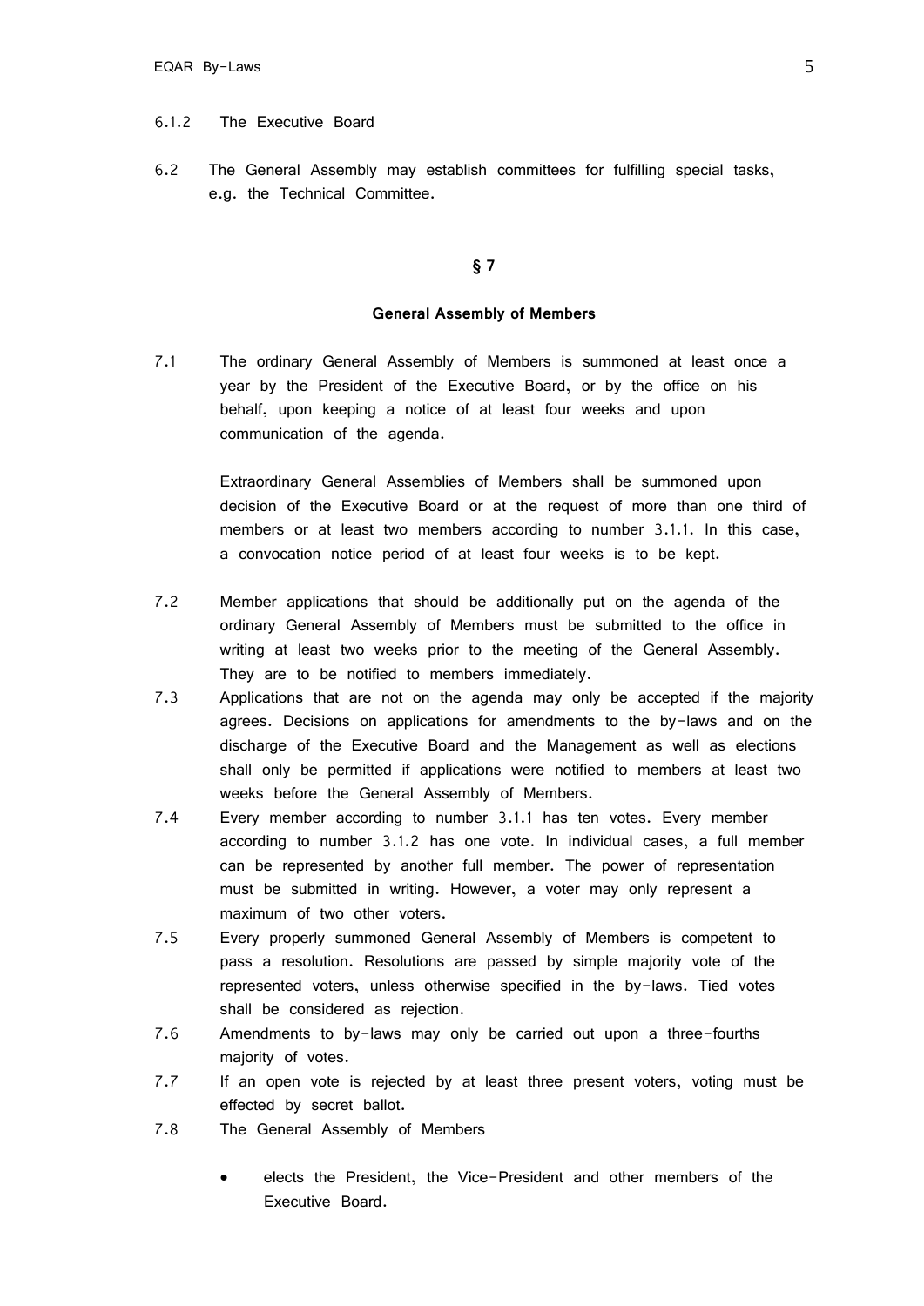6.1.2 The Executive Board

6.2 The General Assembly may establish committees for fulfilling special tasks, e.g. the Technical Committee.

## § 7

### General Assembly of Members

7.1 The ordinary General Assembly of Members is summoned at least once a year by the President of the Executive Board, or by the office on his behalf, upon keeping a notice of at least four weeks and upon communication of the agenda.

Extraordinary General Assemblies of Members shall be summoned upon decision of the Executive Board or at the request of more than one third of members or at least two members according to number 3.1.1. In this case, a convocation notice period of at least four weeks is to be kept.

7.2 Member applications that should be additionally put on the agenda of the ordinary General Assembly of Members must be submitted to the office in writing at least two weeks prior to the meeting of the General Assembly. They are to be notified to members immediately.

7.3 Applications that are not on the agenda may only be accepted if the majority agrees. Decisions on applications for amendments to the by-laws and on the discharge of the Executive Board and the Management as well as elections shall only be permitted if applications were notified to members at least two weeks before the General Assembly of Members.

7.4 Every member according to number 3.1.1 has ten votes. Every member according to number 3.1.2 has one vote. In individual cases, a full member can be represented by another full member. The power of representation must be submitted in writing. However, a voter may only represent a maximum of two other voters.

7.5 Every properly summoned General Assembly of Members is competent to pass a resolution. Resolutions are passed by simple majority vote of the represented voters, unless otherwise specified in the by-laws. Tied votes shall be considered as rejection.

7.6 Amendments to by-laws may only be carried out upon a three-fourths majority of votes.

7.7 If an open vote is rejected by at least three present voters, voting must be effected by secret ballot.

7.8 The General Assembly of Members

- elects the President, the Vice-President and other members of the Executive Board.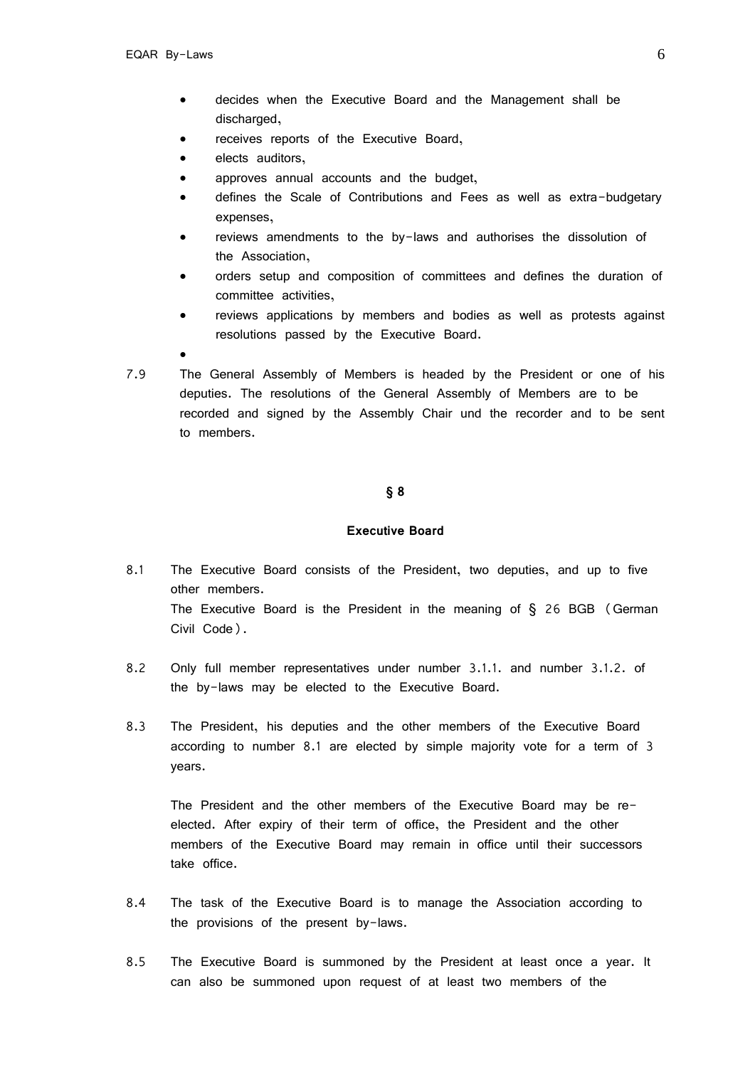- decides when the Executive Board and the Management shall be discharged,
- receives reports of the Executive Board,
- elects auditors,
- approves annual accounts and the budget,
- defines the Scale of Contributions and Fees as well as extra-budgetary expenses,
- reviews amendments to the by-laws and authorises the dissolution of the Association,
- orders setup and composition of committees and defines the duration of committee activities,
- reviews applications by members and bodies as well as protests against resolutions passed by the Executive Board.
- 

7.9 The General Assembly of Members is headed by the President or one of his deputies. The resolutions of the General Assembly of Members are to be recorded and signed by the Assembly Chair und the recorder and to be sent to members.

## § 8

## Executive Board

8.1 The Executive Board consists of the President, two deputies, and up to five other members.
The Executive Board is the President in the meaning of § 26 BGB (German Civil Code).

8.2 Only full member representatives under number 3.1.1. and number 3.1.2. of the by-laws may be elected to the Executive Board.

8.3 The President, his deputies and the other members of the Executive Board according to number 8.1 are elected by simple majority vote for a term of 3 years.

The President and the other members of the Executive Board may be re-elected. After expiry of their term of office, the President and the other members of the Executive Board may remain in office until their successors take office.

8.4 The task of the Executive Board is to manage the Association according to the provisions of the present by-laws.

8.5 The Executive Board is summoned by the President at least once a year. It can also be summoned upon request of at least two members of the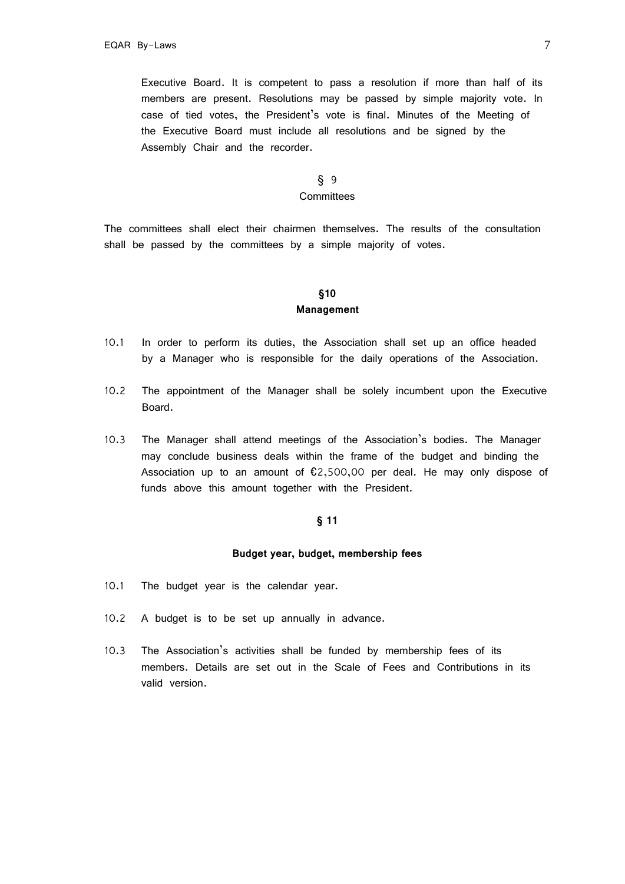Executive Board. It is competent to pass a resolution if more than half of its members are present. Resolutions may be passed by simple majority vote. In case of tied votes, the President's vote is final. Minutes of the Meeting of the Executive Board must include all resolutions and be signed by the Assembly Chair and the recorder.

## § 9
## Committees

The committees shall elect their chairmen themselves. The results of the consultation shall be passed by the committees by a simple majority of votes.

## §10
## Management

10.1 In order to perform its duties, the Association shall set up an office headed by a Manager who is responsible for the daily operations of the Association.

10.2 The appointment of the Manager shall be solely incumbent upon the Executive Board.

10.3 The Manager shall attend meetings of the Association's bodies. The Manager may conclude business deals within the frame of the budget and binding the Association up to an amount of €2,500,00 per deal. He may only dispose of funds above this amount together with the President.

## § 11

## Budget year, budget, membership fees

10.1 The budget year is the calendar year.

10.2 A budget is to be set up annually in advance.

10.3 The Association's activities shall be funded by membership fees of its members. Details are set out in the Scale of Fees and Contributions in its valid version.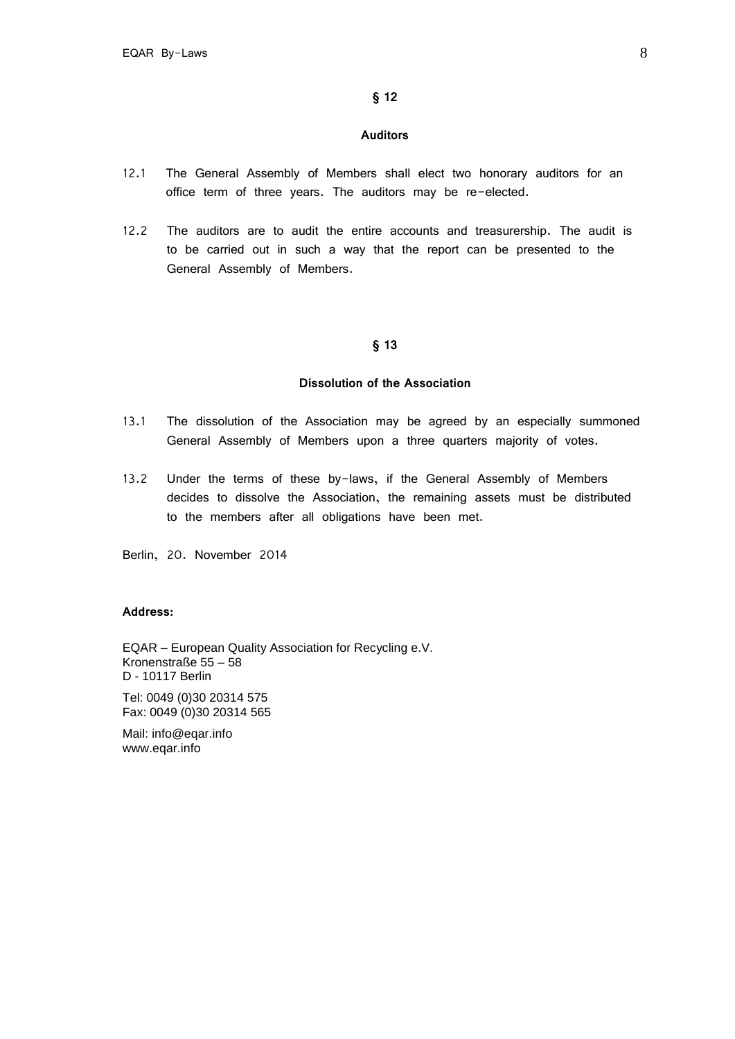## § 12

### Auditors

12.1 The General Assembly of Members shall elect two honorary auditors for an office term of three years. The auditors may be re-elected.

12.2 The auditors are to audit the entire accounts and treasurership. The audit is to be carried out in such a way that the report can be presented to the General Assembly of Members.

## § 13

### Dissolution of the Association

13.1 The dissolution of the Association may be agreed by an especially summoned General Assembly of Members upon a three quarters majority of votes.

13.2 Under the terms of these by-laws, if the General Assembly of Members decides to dissolve the Association, the remaining assets must be distributed to the members after all obligations have been met.

Berlin, 20. November 2014

**Address:**

EQAR – European Quality Association for Recycling e.V.
Kronenstraße 55 – 58
D - 10117 Berlin

Tel: 0049 (0)30 20314 575
Fax: 0049 (0)30 20314 565

Mail: info@eqar.info
www.eqar.info